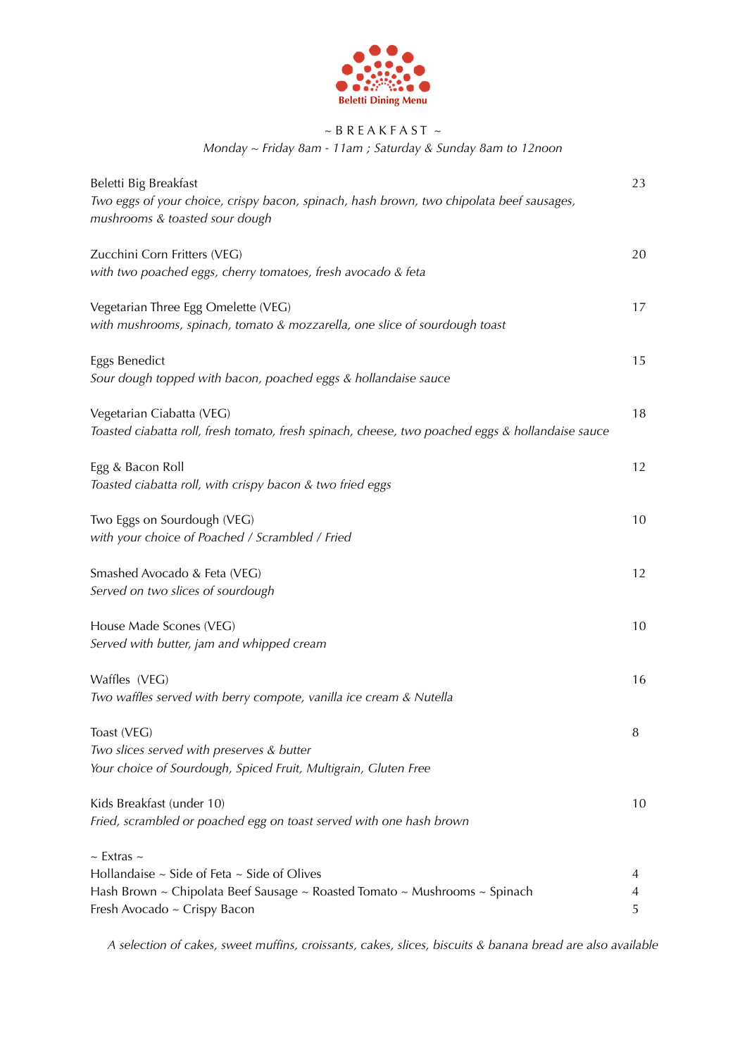**Beletti Dining Menu**

## ~ B R E A K F A S T ~

*Monday ~ Friday 8am - 11am ; Saturday & Sunday 8am to 12noon*

Beletti Big Breakfast — 23
*Two eggs of your choice, crispy bacon, spinach, hash brown, two chipolata beef sausages, mushrooms & toasted sour dough*

Zucchini Corn Fritters (VEG) — 20
*with two poached eggs, cherry tomatoes, fresh avocado & feta*

Vegetarian Three Egg Omelette (VEG) — 17
*with mushrooms, spinach, tomato & mozzarella, one slice of sourdough toast*

Eggs Benedict — 15
*Sour dough topped with bacon, poached eggs & hollandaise sauce*

Vegetarian Ciabatta (VEG) — 18
*Toasted ciabatta roll, fresh tomato, fresh spinach, cheese, two poached eggs & hollandaise sauce*

Egg & Bacon Roll — 12
*Toasted ciabatta roll, with crispy bacon & two fried eggs*

Two Eggs on Sourdough (VEG) — 10
*with your choice of Poached / Scrambled / Fried*

Smashed Avocado & Feta (VEG) — 12
*Served on two slices of sourdough*

House Made Scones (VEG) — 10
*Served with butter, jam and whipped cream*

Waffles (VEG) — 16
*Two waffles served with berry compote, vanilla ice cream & Nutella*

Toast (VEG) — 8
*Two slices served with preserves & butter*
*Your choice of Sourdough, Spiced Fruit, Multigrain, Gluten Free*

Kids Breakfast (under 10) — 10
*Fried, scrambled or poached egg on toast served with one hash brown*

~ Extras ~

Hollandaise ~ Side of Feta ~ Side of Olives — 4
Hash Brown ~ Chipolata Beef Sausage ~ Roasted Tomato ~ Mushrooms ~ Spinach — 4
Fresh Avocado ~ Crispy Bacon — 5

*A selection of cakes, sweet muffins, croissants, cakes, slices, biscuits & banana bread are also available*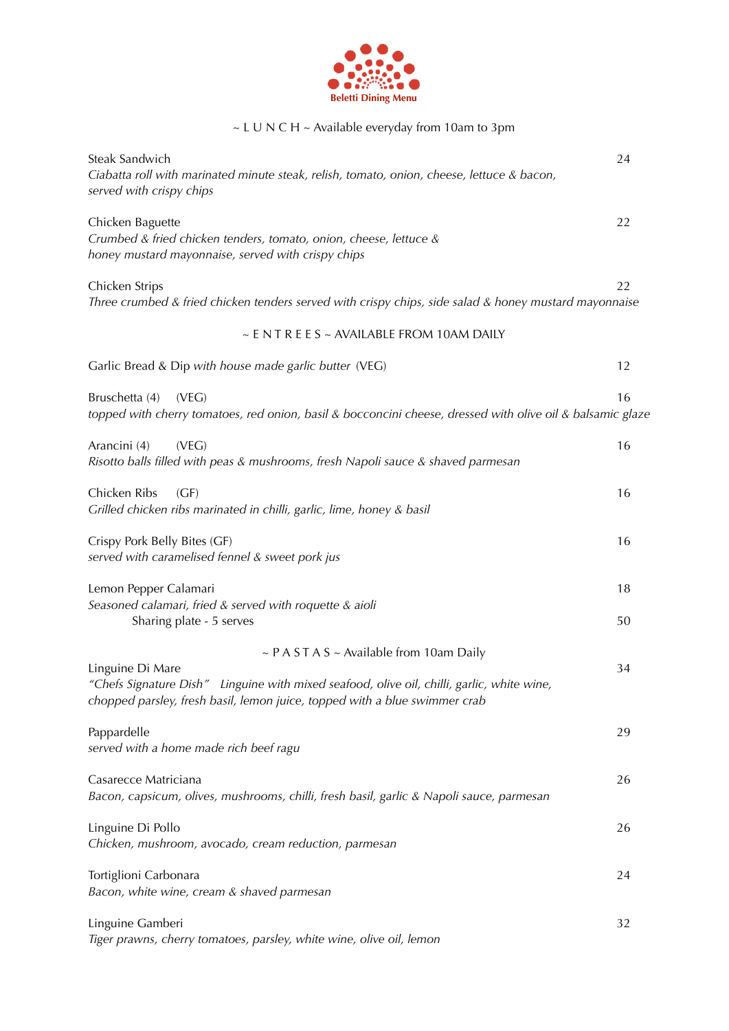**Beletti Dining Menu**

## ~ L U N C H ~ Available everyday from 10am to 3pm

Steak Sandwich — 24
*Ciabatta roll with marinated minute steak, relish, tomato, onion, cheese, lettuce & bacon, served with crispy chips*

Chicken Baguette — 22
*Crumbed & fried chicken tenders, tomato, onion, cheese, lettuce & honey mustard mayonnaise, served with crispy chips*

Chicken Strips — 22
*Three crumbed & fried chicken tenders served with crispy chips, side salad & honey mustard mayonnaise*

## ~ E N T R E E S ~ AVAILABLE FROM 10AM DAILY

Garlic Bread & Dip *with house made garlic butter* (VEG) — 12

Bruschetta (4) (VEG) — 16
*topped with cherry tomatoes, red onion, basil & bocconcini cheese, dressed with olive oil & balsamic glaze*

Arancini (4) (VEG) — 16
*Risotto balls filled with peas & mushrooms, fresh Napoli sauce & shaved parmesan*

Chicken Ribs (GF) — 16
*Grilled chicken ribs marinated in chilli, garlic, lime, honey & basil*

Crispy Pork Belly Bites (GF) — 16
*served with caramelised fennel & sweet pork jus*

Lemon Pepper Calamari — 18
*Seasoned calamari, fried & served with roquette & aioli*
Sharing plate - 5 serves — 50

## ~ P A S T A S ~ Available from 10am Daily

Linguine Di Mare — 34
*"Chefs Signature Dish" Linguine with mixed seafood, olive oil, chilli, garlic, white wine, chopped parsley, fresh basil, lemon juice, topped with a blue swimmer crab*

Pappardelle — 29
*served with a home made rich beef ragu*

Casarecce Matriciana — 26
*Bacon, capsicum, olives, mushrooms, chilli, fresh basil, garlic & Napoli sauce, parmesan*

Linguine Di Pollo — 26
*Chicken, mushroom, avocado, cream reduction, parmesan*

Tortiglioni Carbonara — 24
*Bacon, white wine, cream & shaved parmesan*

Linguine Gamberi — 32
*Tiger prawns, cherry tomatoes, parsley, white wine, olive oil, lemon*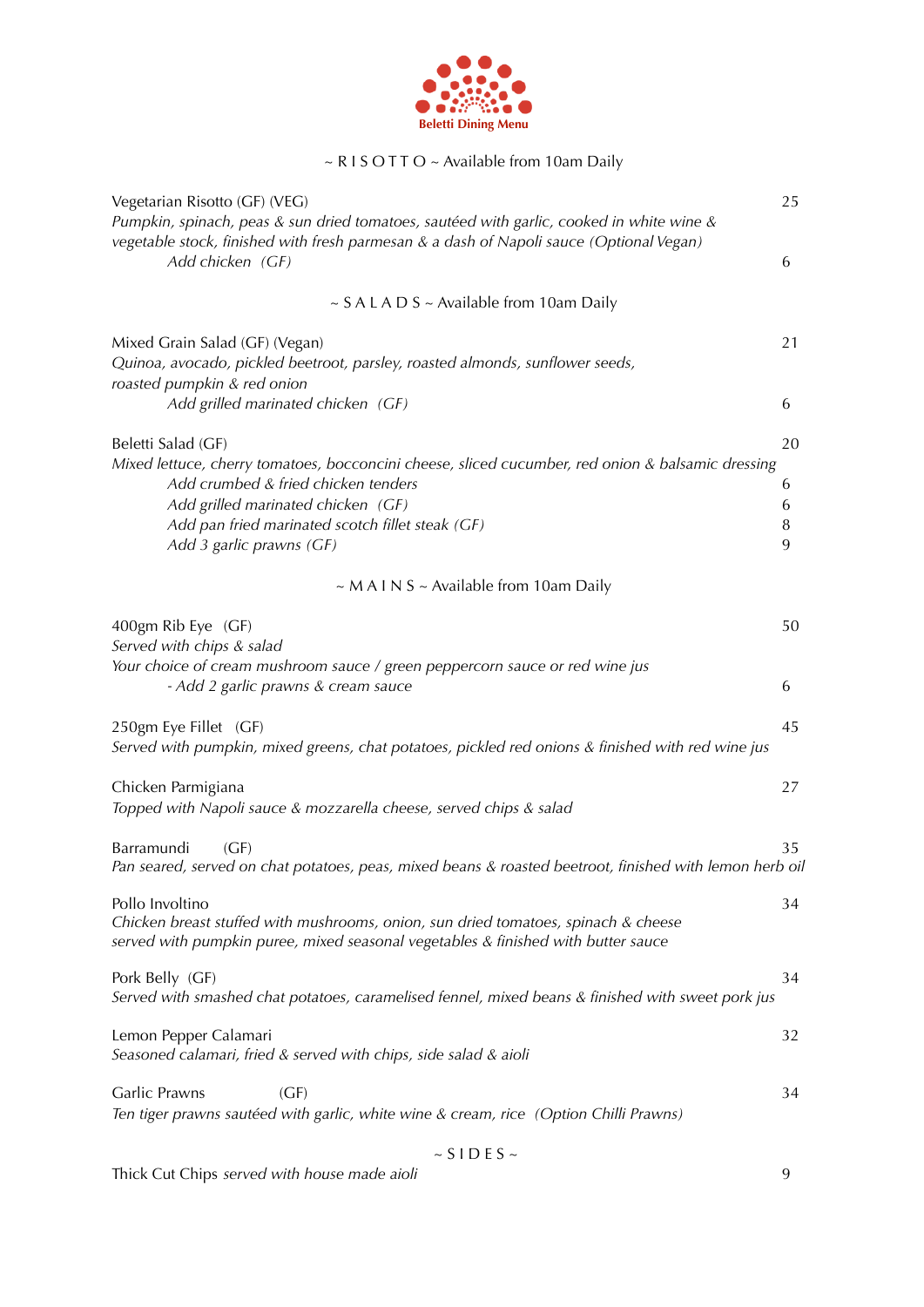**Beletti Dining Menu**

## ~ R I S O T T O ~ Available from 10am Daily

Vegetarian Risotto (GF) (VEG) — 25

*Pumpkin, spinach, peas & sun dried tomatoes, sautéed with garlic, cooked in white wine & vegetable stock, finished with fresh parmesan & a dash of Napoli sauce (Optional Vegan)*

- *Add chicken (GF)* — 6

## ~ S A L A D S ~ Available from 10am Daily

Mixed Grain Salad (GF) (Vegan) — 21

*Quinoa, avocado, pickled beetroot, parsley, roasted almonds, sunflower seeds, roasted pumpkin & red onion*

- *Add grilled marinated chicken (GF)* — 6

Beletti Salad (GF) — 20

*Mixed lettuce, cherry tomatoes, bocconcini cheese, sliced cucumber, red onion & balsamic dressing*

- *Add crumbed & fried chicken tenders* — 6
- *Add grilled marinated chicken (GF)* — 6
- *Add pan fried marinated scotch fillet steak (GF)* — 8
- *Add 3 garlic prawns (GF)* — 9

## ~ M A I N S ~ Available from 10am Daily

400gm Rib Eye (GF) — 50

*Served with chips & salad*

*Your choice of cream mushroom sauce / green peppercorn sauce or red wine jus*

- *- Add 2 garlic prawns & cream sauce* — 6

250gm Eye Fillet (GF) — 45

*Served with pumpkin, mixed greens, chat potatoes, pickled red onions & finished with red wine jus*

Chicken Parmigiana — 27

*Topped with Napoli sauce & mozzarella cheese, served chips & salad*

Barramundi (GF) — 35

*Pan seared, served on chat potatoes, peas, mixed beans & roasted beetroot, finished with lemon herb oil*

Pollo Involtino — 34

*Chicken breast stuffed with mushrooms, onion, sun dried tomatoes, spinach & cheese served with pumpkin puree, mixed seasonal vegetables & finished with butter sauce*

Pork Belly (GF) — 34

*Served with smashed chat potatoes, caramelised fennel, mixed beans & finished with sweet pork jus*

Lemon Pepper Calamari — 32

*Seasoned calamari, fried & served with chips, side salad & aioli*

Garlic Prawns (GF) — 34

*Ten tiger prawns sautéed with garlic, white wine & cream, rice (Option Chilli Prawns)*

## ~ S I D E S ~

Thick Cut Chips *served with house made aioli* — 9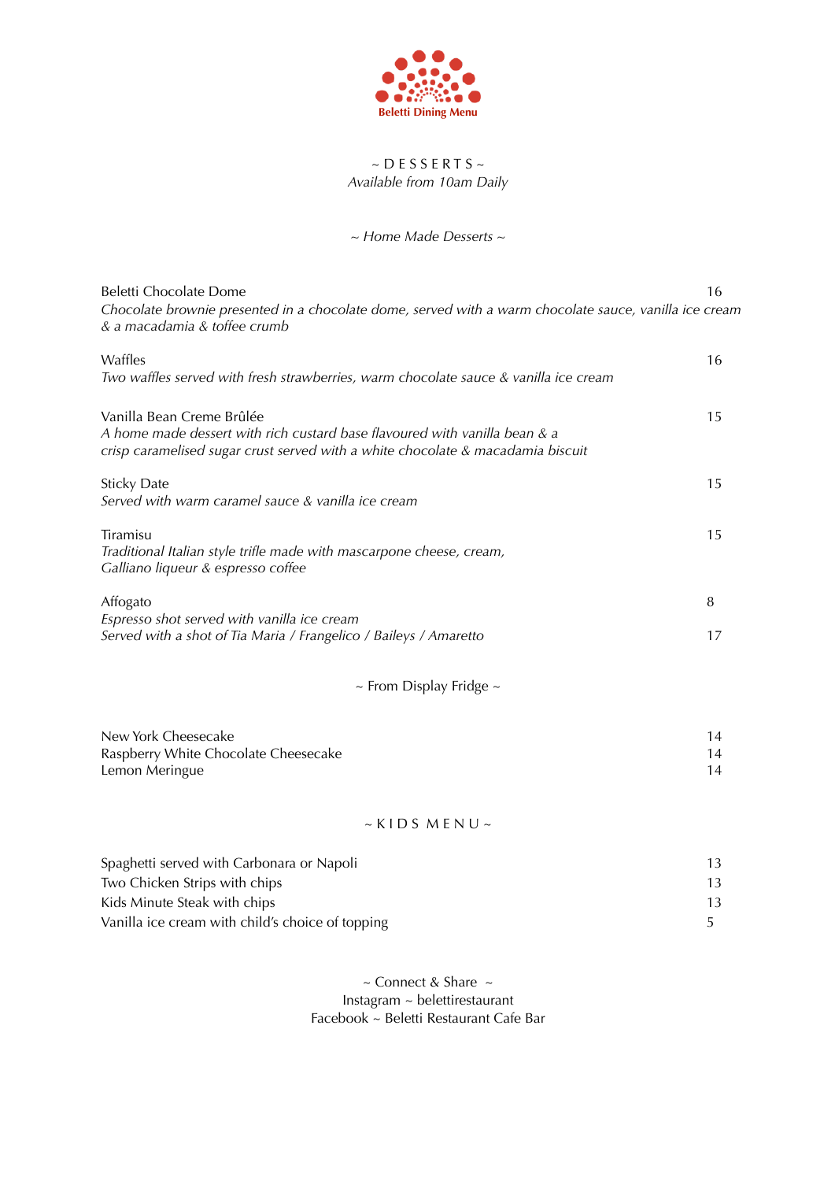Beletti Dining Menu

# ~ DESSERTS ~

*Available from 10am Daily*

## ~ *Home Made Desserts* ~

Beletti Chocolate Dome — 16
*Chocolate brownie presented in a chocolate dome, served with a warm chocolate sauce, vanilla ice cream & a macadamia & toffee crumb*

Waffles — 16
*Two waffles served with fresh strawberries, warm chocolate sauce & vanilla ice cream*

Vanilla Bean Creme Brûlée — 15
*A home made dessert with rich custard base flavoured with vanilla bean & a crisp caramelised sugar crust served with a white chocolate & macadamia biscuit*

Sticky Date — 15
*Served with warm caramel sauce & vanilla ice cream*

Tiramisu — 15
*Traditional Italian style trifle made with mascarpone cheese, cream, Galliano liqueur & espresso coffee*

Affogato — 8
*Espresso shot served with vanilla ice cream*
*Served with a shot of Tia Maria / Frangelico / Baileys / Amaretto* — 17

## ~ From Display Fridge ~

| | |
|---|---|
| New York Cheesecake | 14 |
| Raspberry White Chocolate Cheesecake | 14 |
| Lemon Meringue | 14 |

# ~ KIDS MENU ~

| | |
|---|---|
| Spaghetti served with Carbonara or Napoli | 13 |
| Two Chicken Strips with chips | 13 |
| Kids Minute Steak with chips | 13 |
| Vanilla ice cream with child's choice of topping | 5 |

~ Connect & Share ~
Instagram ~ belettirestaurant
Facebook ~ Beletti Restaurant Cafe Bar